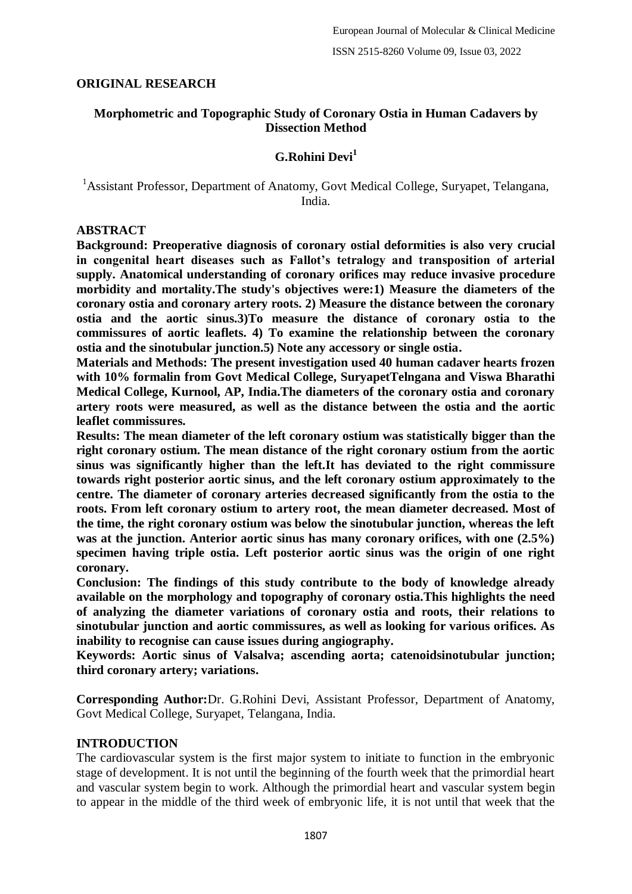**ORIGINAL RESEARCH**

# Morphometric and Topographic Study of Coronary Ostia in Human Cadavers by Dissection Method

**G.Rohini Devi[1]**

[1]Assistant Professor, Department of Anatomy, Govt Medical College, Suryapet, Telangana, India.

## ABSTRACT

**Background: Preoperative diagnosis of coronary ostial deformities is also very crucial in congenital heart diseases such as Fallot's tetralogy and transposition of arterial supply. Anatomical understanding of coronary orifices may reduce invasive procedure morbidity and mortality.The study's objectives were:1) Measure the diameters of the coronary ostia and coronary artery roots. 2) Measure the distance between the coronary ostia and the aortic sinus.3)To measure the distance of coronary ostia to the commissures of aortic leaflets. 4) To examine the relationship between the coronary ostia and the sinotubular junction.5) Note any accessory or single ostia.**

**Materials and Methods: The present investigation used 40 human cadaver hearts frozen with 10% formalin from Govt Medical College, SuryapetTelngana and Viswa Bharathi Medical College, Kurnool, AP, India.The diameters of the coronary ostia and coronary artery roots were measured, as well as the distance between the ostia and the aortic leaflet commissures.**

**Results: The mean diameter of the left coronary ostium was statistically bigger than the right coronary ostium. The mean distance of the right coronary ostium from the aortic sinus was significantly higher than the left.It has deviated to the right commissure towards right posterior aortic sinus, and the left coronary ostium approximately to the centre. The diameter of coronary arteries decreased significantly from the ostia to the roots. From left coronary ostium to artery root, the mean diameter decreased. Most of the time, the right coronary ostium was below the sinotubular junction, whereas the left was at the junction. Anterior aortic sinus has many coronary orifices, with one (2.5%) specimen having triple ostia. Left posterior aortic sinus was the origin of one right coronary.**

**Conclusion: The findings of this study contribute to the body of knowledge already available on the morphology and topography of coronary ostia.This highlights the need of analyzing the diameter variations of coronary ostia and roots, their relations to sinotubular junction and aortic commissures, as well as looking for various orifices. As inability to recognise can cause issues during angiography.**

**Keywords: Aortic sinus of Valsalva; ascending aorta; catenoidsinotubular junction; third coronary artery; variations.**

**Corresponding Author:**Dr. G.Rohini Devi, Assistant Professor, Department of Anatomy, Govt Medical College, Suryapet, Telangana, India.

## INTRODUCTION

The cardiovascular system is the first major system to initiate to function in the embryonic stage of development. It is not until the beginning of the fourth week that the primordial heart and vascular system begin to work. Although the primordial heart and vascular system begin to appear in the middle of the third week of embryonic life, it is not until that week that the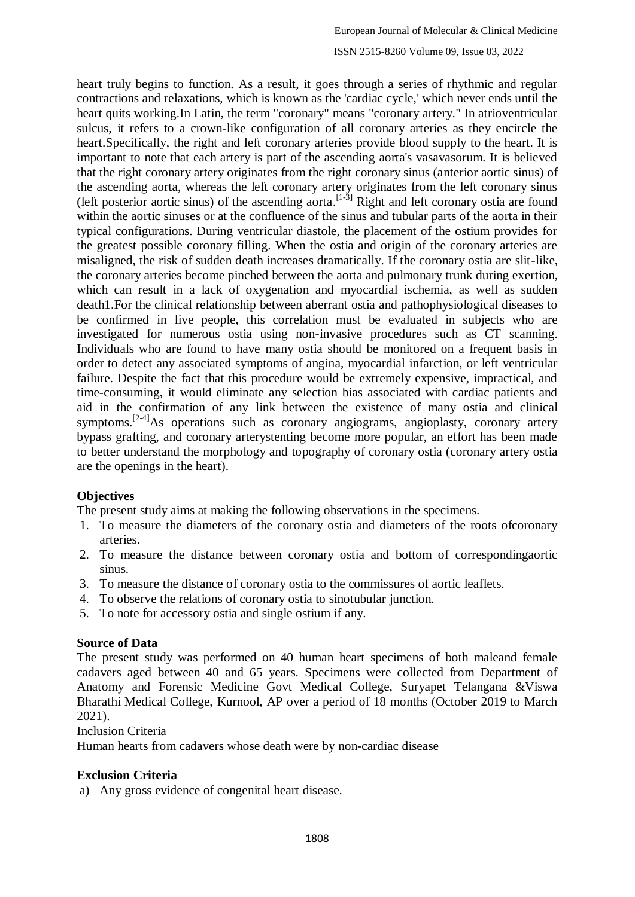heart truly begins to function. As a result, it goes through a series of rhythmic and regular contractions and relaxations, which is known as the 'cardiac cycle,' which never ends until the heart quits working.In Latin, the term "coronary" means "coronary artery." In atrioventricular sulcus, it refers to a crown-like configuration of all coronary arteries as they encircle the heart.Specifically, the right and left coronary arteries provide blood supply to the heart. It is important to note that each artery is part of the ascending aorta's vasavasorum. It is believed that the right coronary artery originates from the right coronary sinus (anterior aortic sinus) of the ascending aorta, whereas the left coronary artery originates from the left coronary sinus (left posterior aortic sinus) of the ascending aorta.[1-3] Right and left coronary ostia are found within the aortic sinuses or at the confluence of the sinus and tubular parts of the aorta in their typical configurations. During ventricular diastole, the placement of the ostium provides for the greatest possible coronary filling. When the ostia and origin of the coronary arteries are misaligned, the risk of sudden death increases dramatically. If the coronary ostia are slit-like, the coronary arteries become pinched between the aorta and pulmonary trunk during exertion, which can result in a lack of oxygenation and myocardial ischemia, as well as sudden death1.For the clinical relationship between aberrant ostia and pathophysiological diseases to be confirmed in live people, this correlation must be evaluated in subjects who are investigated for numerous ostia using non-invasive procedures such as CT scanning. Individuals who are found to have many ostia should be monitored on a frequent basis in order to detect any associated symptoms of angina, myocardial infarction, or left ventricular failure. Despite the fact that this procedure would be extremely expensive, impractical, and time-consuming, it would eliminate any selection bias associated with cardiac patients and aid in the confirmation of any link between the existence of many ostia and clinical symptoms.[2-4]As operations such as coronary angiograms, angioplasty, coronary artery bypass grafting, and coronary arterystenting become more popular, an effort has been made to better understand the morphology and topography of coronary ostia (coronary artery ostia are the openings in the heart).

**Objectives**

The present study aims at making the following observations in the specimens.

1. To measure the diameters of the coronary ostia and diameters of the roots ofcoronary arteries.
2. To measure the distance between coronary ostia and bottom of correspondingaortic sinus.
3. To measure the distance of coronary ostia to the commissures of aortic leaflets.
4. To observe the relations of coronary ostia to sinotubular junction.
5. To note for accessory ostia and single ostium if any.

**Source of Data**

The present study was performed on 40 human heart specimens of both maleand female cadavers aged between 40 and 65 years. Specimens were collected from Department of Anatomy and Forensic Medicine Govt Medical College, Suryapet Telangana &Viswa Bharathi Medical College, Kurnool, AP over a period of 18 months (October 2019 to March 2021).

Inclusion Criteria

Human hearts from cadavers whose death were by non-cardiac disease

**Exclusion Criteria**

a) Any gross evidence of congenital heart disease.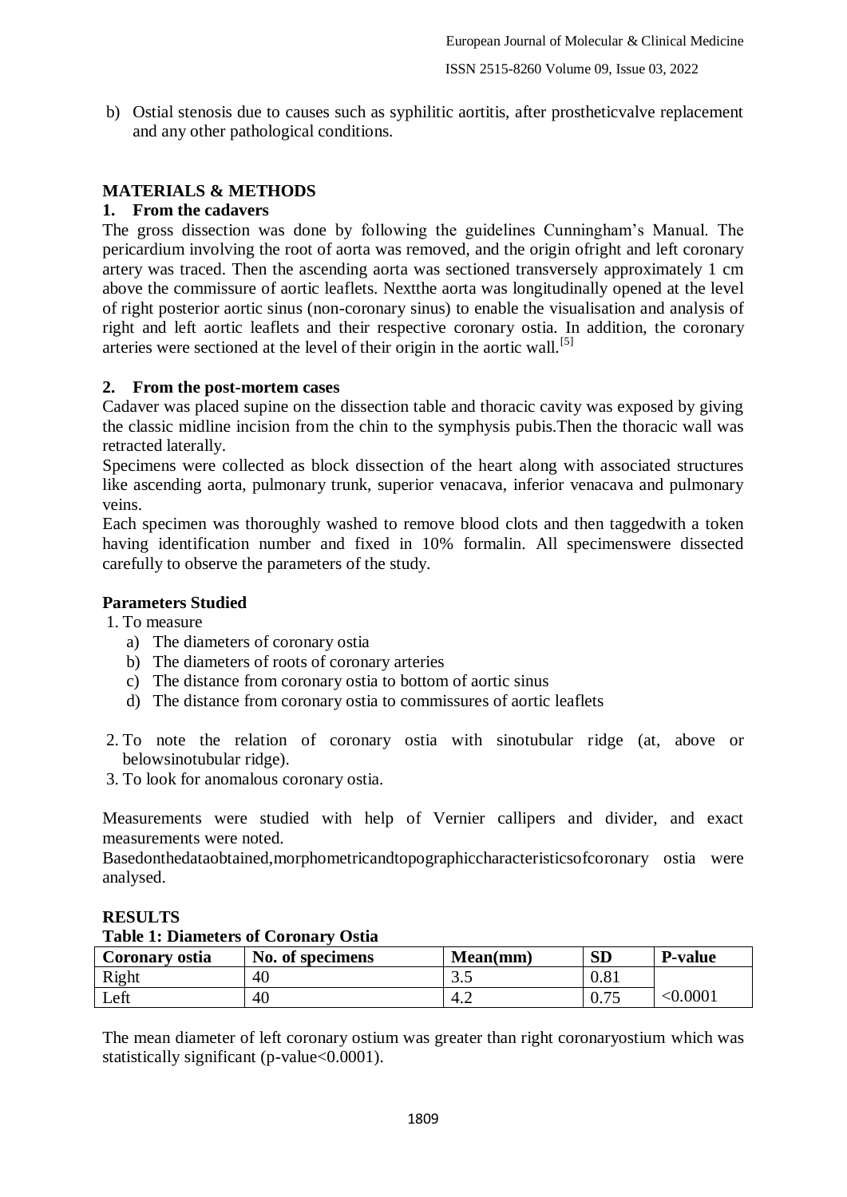b) Ostial stenosis due to causes such as syphilitic aortitis, after prostheticvalve replacement and any other pathological conditions.

## MATERIALS & METHODS

### 1. From the cadavers

The gross dissection was done by following the guidelines Cunningham's Manual. The pericardium involving the root of aorta was removed, and the origin ofright and left coronary artery was traced. Then the ascending aorta was sectioned transversely approximately 1 cm above the commissure of aortic leaflets. Nextthe aorta was longitudinally opened at the level of right posterior aortic sinus (non-coronary sinus) to enable the visualisation and analysis of right and left aortic leaflets and their respective coronary ostia. In addition, the coronary arteries were sectioned at the level of their origin in the aortic wall.[5]

### 2. From the post-mortem cases

Cadaver was placed supine on the dissection table and thoracic cavity was exposed by giving the classic midline incision from the chin to the symphysis pubis.Then the thoracic wall was retracted laterally.

Specimens were collected as block dissection of the heart along with associated structures like ascending aorta, pulmonary trunk, superior venacava, inferior venacava and pulmonary veins.

Each specimen was thoroughly washed to remove blood clots and then taggedwith a token having identification number and fixed in 10% formalin. All specimenswere dissected carefully to observe the parameters of the study.

### Parameters Studied

1. To measure
   a) The diameters of coronary ostia
   b) The diameters of roots of coronary arteries
   c) The distance from coronary ostia to bottom of aortic sinus
   d) The distance from coronary ostia to commissures of aortic leaflets
2. To note the relation of coronary ostia with sinotubular ridge (at, above or belowsinotubular ridge).
3. To look for anomalous coronary ostia.

Measurements were studied with help of Vernier callipers and divider, and exact measurements were noted.

Basedonthedataobtained,morphometricandtopographiccharacteristicsofcoronary ostia were analysed.

## RESULTS

**Table 1: Diameters of Coronary Ostia**

| Coronary ostia | No. of specimens | Mean(mm) | SD | P-value |
|---|---|---|---|---|
| Right | 40 | 3.5 | 0.81 | <0.0001 |
| Left | 40 | 4.2 | 0.75 | |

The mean diameter of left coronary ostium was greater than right coronaryostium which was statistically significant (p-value<0.0001).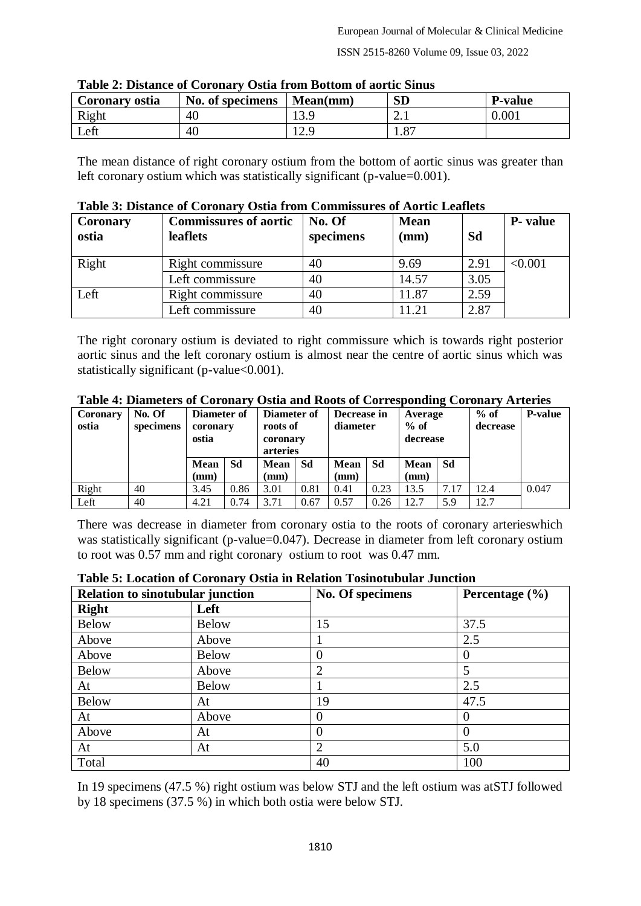**Table 2: Distance of Coronary Ostia from Bottom of aortic Sinus**

| Coronary ostia | No. of specimens | Mean(mm) | SD | P-value |
|---|---|---|---|---|
| Right | 40 | 13.9 | 2.1 | 0.001 |
| Left | 40 | 12.9 | 1.87 | |

The mean distance of right coronary ostium from the bottom of aortic sinus was greater than left coronary ostium which was statistically significant (p-value=0.001).

**Table 3: Distance of Coronary Ostia from Commissures of Aortic Leaflets**

| Coronary ostia | Commissures of aortic leaflets | No. Of specimens | Mean (mm) | Sd | P- value |
|---|---|---|---|---|---|
| Right | Right commissure | 40 | 9.69 | 2.91 | <0.001 |
| | Left commissure | 40 | 14.57 | 3.05 | |
| Left | Right commissure | 40 | 11.87 | 2.59 | |
| | Left commissure | 40 | 11.21 | 2.87 | |

The right coronary ostium is deviated to right commissure which is towards right posterior aortic sinus and the left coronary ostium is almost near the centre of aortic sinus which was statistically significant (p-value<0.001).

**Table 4: Diameters of Coronary Ostia and Roots of Corresponding Coronary Arteries**

| Coronary ostia | No. Of specimens | Diameter of coronary ostia | | Diameter of roots of coronary arteries | | Decrease in diameter | | Average % of decrease | | % of decrease | P-value |
|---|---|---|---|---|---|---|---|---|---|---|---|
| | | Mean (mm) | Sd | Mean (mm) | Sd | Mean (mm) | Sd | Mean (mm) | Sd | | |
| Right | 40 | 3.45 | 0.86 | 3.01 | 0.81 | 0.41 | 0.23 | 13.5 | 7.17 | 12.4 | 0.047 |
| Left | 40 | 4.21 | 0.74 | 3.71 | 0.67 | 0.57 | 0.26 | 12.7 | 5.9 | 12.7 | |

There was decrease in diameter from coronary ostia to the roots of coronary arterieswhich was statistically significant (p-value=0.047). Decrease in diameter from left coronary ostium to root was 0.57 mm and right coronary ostium to root was 0.47 mm.

**Table 5: Location of Coronary Ostia in Relation Tosinotubular Junction**

| Relation to sinotubular junction | | No. Of specimens | Percentage (%) |
|---|---|---|---|
| **Right** | **Left** | | |
| Below | Below | 15 | 37.5 |
| Above | Above | 1 | 2.5 |
| Above | Below | 0 | 0 |
| Below | Above | 2 | 5 |
| At | Below | 1 | 2.5 |
| Below | At | 19 | 47.5 |
| At | Above | 0 | 0 |
| Above | At | 0 | 0 |
| At | At | 2 | 5.0 |
| Total | | 40 | 100 |

In 19 specimens (47.5 %) right ostium was below STJ and the left ostium was atSTJ followed by 18 specimens (37.5 %) in which both ostia were below STJ.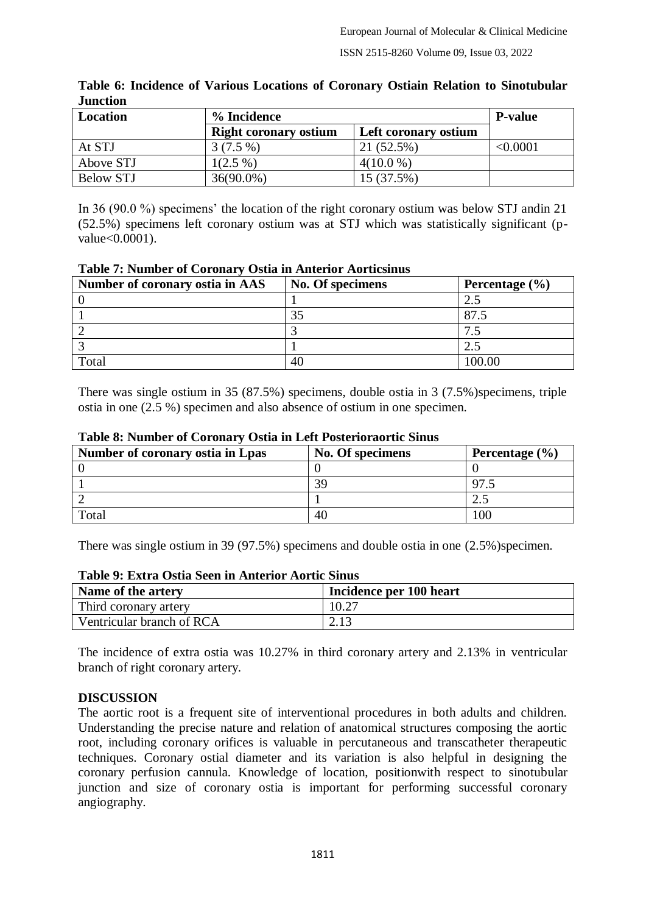**Table 6: Incidence of Various Locations of Coronary Ostiain Relation to Sinotubular Junction**

| Location | % Incidence | | P-value |
|---|---|---|---|
| | Right coronary ostium | Left coronary ostium | |
| At STJ | 3 (7.5 %) | 21 (52.5%) | <0.0001 |
| Above STJ | 1(2.5 %) | 4(10.0 %) | |
| Below STJ | 36(90.0%) | 15 (37.5%) | |

In 36 (90.0 %) specimens' the location of the right coronary ostium was below STJ andin 21 (52.5%) specimens left coronary ostium was at STJ which was statistically significant (p-value<0.0001).

**Table 7: Number of Coronary Ostia in Anterior Aorticsinus**

| Number of coronary ostia in AAS | No. Of specimens | Percentage (%) |
|---|---|---|
| 0 | 1 | 2.5 |
| 1 | 35 | 87.5 |
| 2 | 3 | 7.5 |
| 3 | 1 | 2.5 |
| Total | 40 | 100.00 |

There was single ostium in 35 (87.5%) specimens, double ostia in 3 (7.5%)specimens, triple ostia in one (2.5 %) specimen and also absence of ostium in one specimen.

**Table 8: Number of Coronary Ostia in Left Posterioraortic Sinus**

| Number of coronary ostia in Lpas | No. Of specimens | Percentage (%) |
|---|---|---|
| 0 | 0 | 0 |
| 1 | 39 | 97.5 |
| 2 | 1 | 2.5 |
| Total | 40 | 100 |

There was single ostium in 39 (97.5%) specimens and double ostia in one (2.5%)specimen.

**Table 9: Extra Ostia Seen in Anterior Aortic Sinus**

| Name of the artery | Incidence per 100 heart |
|---|---|
| Third coronary artery | 10.27 |
| Ventricular branch of RCA | 2.13 |

The incidence of extra ostia was 10.27% in third coronary artery and 2.13% in ventricular branch of right coronary artery.

## DISCUSSION

The aortic root is a frequent site of interventional procedures in both adults and children. Understanding the precise nature and relation of anatomical structures composing the aortic root, including coronary orifices is valuable in percutaneous and transcatheter therapeutic techniques. Coronary ostial diameter and its variation is also helpful in designing the coronary perfusion cannula. Knowledge of location, positionwith respect to sinotubular junction and size of coronary ostia is important for performing successful coronary angiography.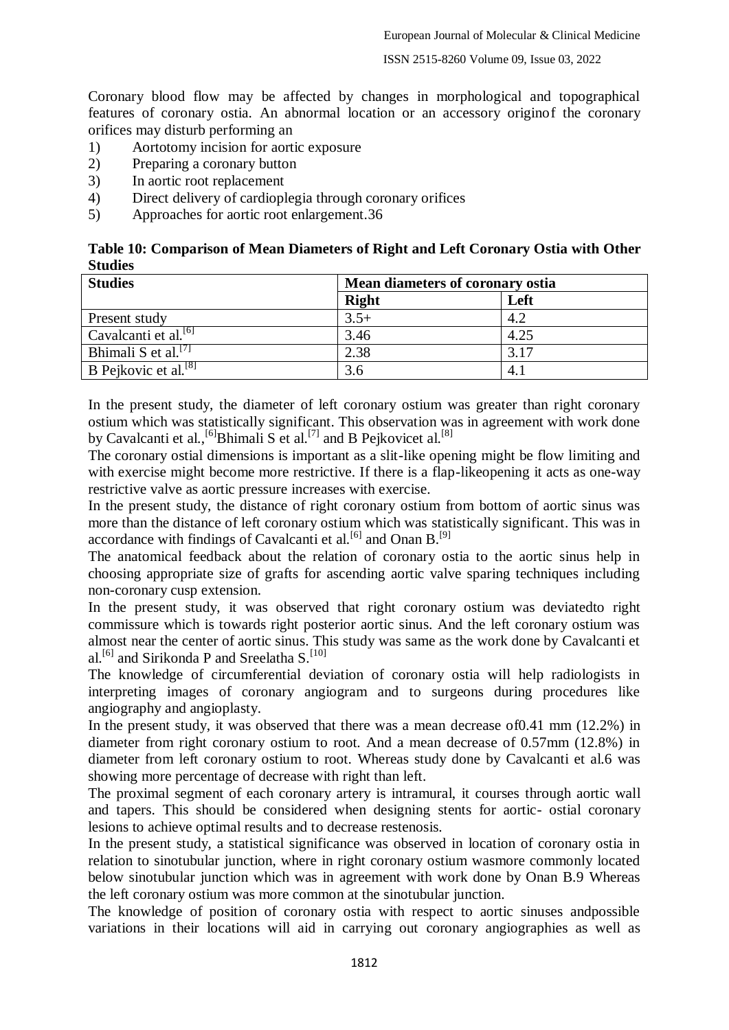Coronary blood flow may be affected by changes in morphological and topographical features of coronary ostia. An abnormal location or an accessory originof the coronary orifices may disturb performing an

1) Aortotomy incision for aortic exposure
2) Preparing a coronary button
3) In aortic root replacement
4) Direct delivery of cardioplegia through coronary orifices
5) Approaches for aortic root enlargement.36

**Table 10: Comparison of Mean Diameters of Right and Left Coronary Ostia with Other Studies**

| Studies | Mean diameters of coronary ostia | |
|---|---|---|
| | Right | Left |
| Present study | 3.5+ | 4.2 |
| Cavalcanti et al.[6] | 3.46 | 4.25 |
| Bhimali S et al.[7] | 2.38 | 3.17 |
| B Pejkovic et al.[8] | 3.6 | 4.1 |

In the present study, the diameter of left coronary ostium was greater than right coronary ostium which was statistically significant. This observation was in agreement with work done by Cavalcanti et al.,[6]Bhimali S et al.[7] and B Pejkovicet al.[8]

The coronary ostial dimensions is important as a slit-like opening might be flow limiting and with exercise might become more restrictive. If there is a flap-likeopening it acts as one-way restrictive valve as aortic pressure increases with exercise.

In the present study, the distance of right coronary ostium from bottom of aortic sinus was more than the distance of left coronary ostium which was statistically significant. This was in accordance with findings of Cavalcanti et al.[6] and Onan B.[9]

The anatomical feedback about the relation of coronary ostia to the aortic sinus help in choosing appropriate size of grafts for ascending aortic valve sparing techniques including non-coronary cusp extension.

In the present study, it was observed that right coronary ostium was deviatedto right commissure which is towards right posterior aortic sinus. And the left coronary ostium was almost near the center of aortic sinus. This study was same as the work done by Cavalcanti et al.[6] and Sirikonda P and Sreelatha S.[10]

The knowledge of circumferential deviation of coronary ostia will help radiologists in interpreting images of coronary angiogram and to surgeons during procedures like angiography and angioplasty.

In the present study, it was observed that there was a mean decrease of0.41 mm (12.2%) in diameter from right coronary ostium to root. And a mean decrease of 0.57mm (12.8%) in diameter from left coronary ostium to root. Whereas study done by Cavalcanti et al.6 was showing more percentage of decrease with right than left.

The proximal segment of each coronary artery is intramural, it courses through aortic wall and tapers. This should be considered when designing stents for aortic- ostial coronary lesions to achieve optimal results and to decrease restenosis.

In the present study, a statistical significance was observed in location of coronary ostia in relation to sinotubular junction, where in right coronary ostium wasmore commonly located below sinotubular junction which was in agreement with work done by Onan B.9 Whereas the left coronary ostium was more common at the sinotubular junction.

The knowledge of position of coronary ostia with respect to aortic sinuses andpossible variations in their locations will aid in carrying out coronary angiographies as well as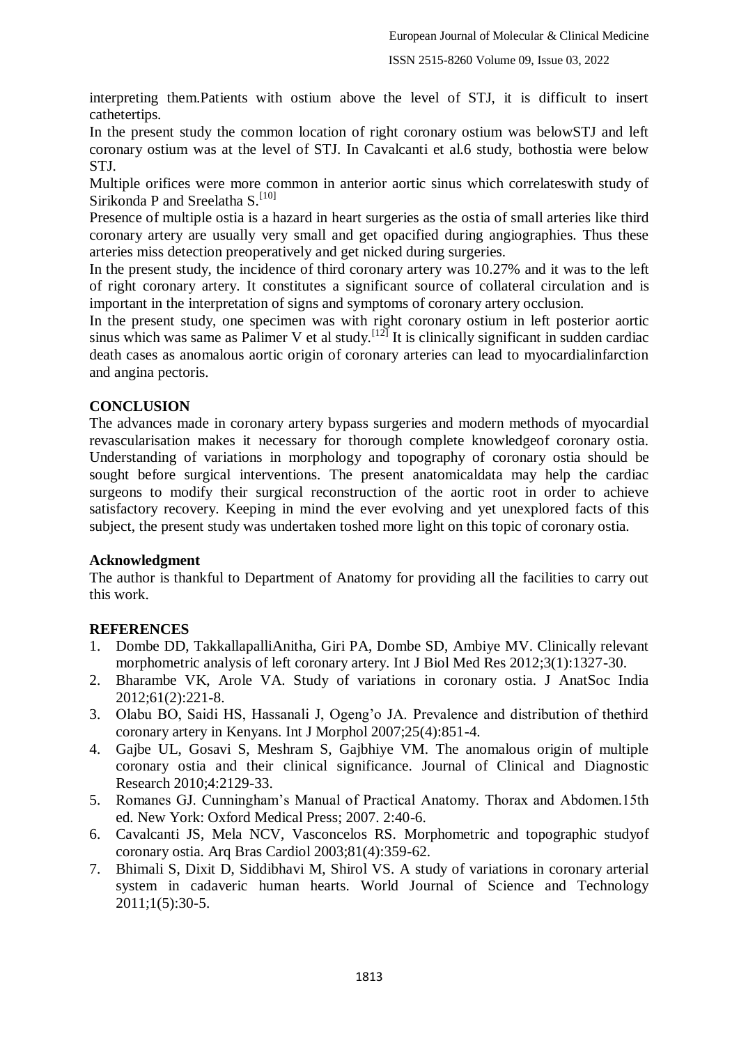interpreting them.Patients with ostium above the level of STJ, it is difficult to insert cathetertips.

In the present study the common location of right coronary ostium was belowSTJ and left coronary ostium was at the level of STJ. In Cavalcanti et al.6 study, bothostia were below STJ.

Multiple orifices were more common in anterior aortic sinus which correlateswith study of Sirikonda P and Sreelatha S.[10]

Presence of multiple ostia is a hazard in heart surgeries as the ostia of small arteries like third coronary artery are usually very small and get opacified during angiographies. Thus these arteries miss detection preoperatively and get nicked during surgeries.

In the present study, the incidence of third coronary artery was 10.27% and it was to the left of right coronary artery. It constitutes a significant source of collateral circulation and is important in the interpretation of signs and symptoms of coronary artery occlusion.

In the present study, one specimen was with right coronary ostium in left posterior aortic sinus which was same as Palimer V et al study.[12] It is clinically significant in sudden cardiac death cases as anomalous aortic origin of coronary arteries can lead to myocardialinfarction and angina pectoris.

## CONCLUSION

The advances made in coronary artery bypass surgeries and modern methods of myocardial revascularisation makes it necessary for thorough complete knowledgeof coronary ostia. Understanding of variations in morphology and topography of coronary ostia should be sought before surgical interventions. The present anatomicaldata may help the cardiac surgeons to modify their surgical reconstruction of the aortic root in order to achieve satisfactory recovery. Keeping in mind the ever evolving and yet unexplored facts of this subject, the present study was undertaken toshed more light on this topic of coronary ostia.

### Acknowledgment

The author is thankful to Department of Anatomy for providing all the facilities to carry out this work.

## REFERENCES

1. Dombe DD, TakkallapalliAnitha, Giri PA, Dombe SD, Ambiye MV. Clinically relevant morphometric analysis of left coronary artery. Int J Biol Med Res 2012;3(1):1327-30.
2. Bharambe VK, Arole VA. Study of variations in coronary ostia. J AnatSoc India 2012;61(2):221-8.
3. Olabu BO, Saidi HS, Hassanali J, Ogeng'o JA. Prevalence and distribution of thethird coronary artery in Kenyans. Int J Morphol 2007;25(4):851-4.
4. Gajbe UL, Gosavi S, Meshram S, Gajbhiye VM. The anomalous origin of multiple coronary ostia and their clinical significance. Journal of Clinical and Diagnostic Research 2010;4:2129-33.
5. Romanes GJ. Cunningham's Manual of Practical Anatomy. Thorax and Abdomen.15th ed. New York: Oxford Medical Press; 2007. 2:40-6.
6. Cavalcanti JS, Mela NCV, Vasconcelos RS. Morphometric and topographic studyof coronary ostia. Arq Bras Cardiol 2003;81(4):359-62.
7. Bhimali S, Dixit D, Siddibhavi M, Shirol VS. A study of variations in coronary arterial system in cadaveric human hearts. World Journal of Science and Technology 2011;1(5):30-5.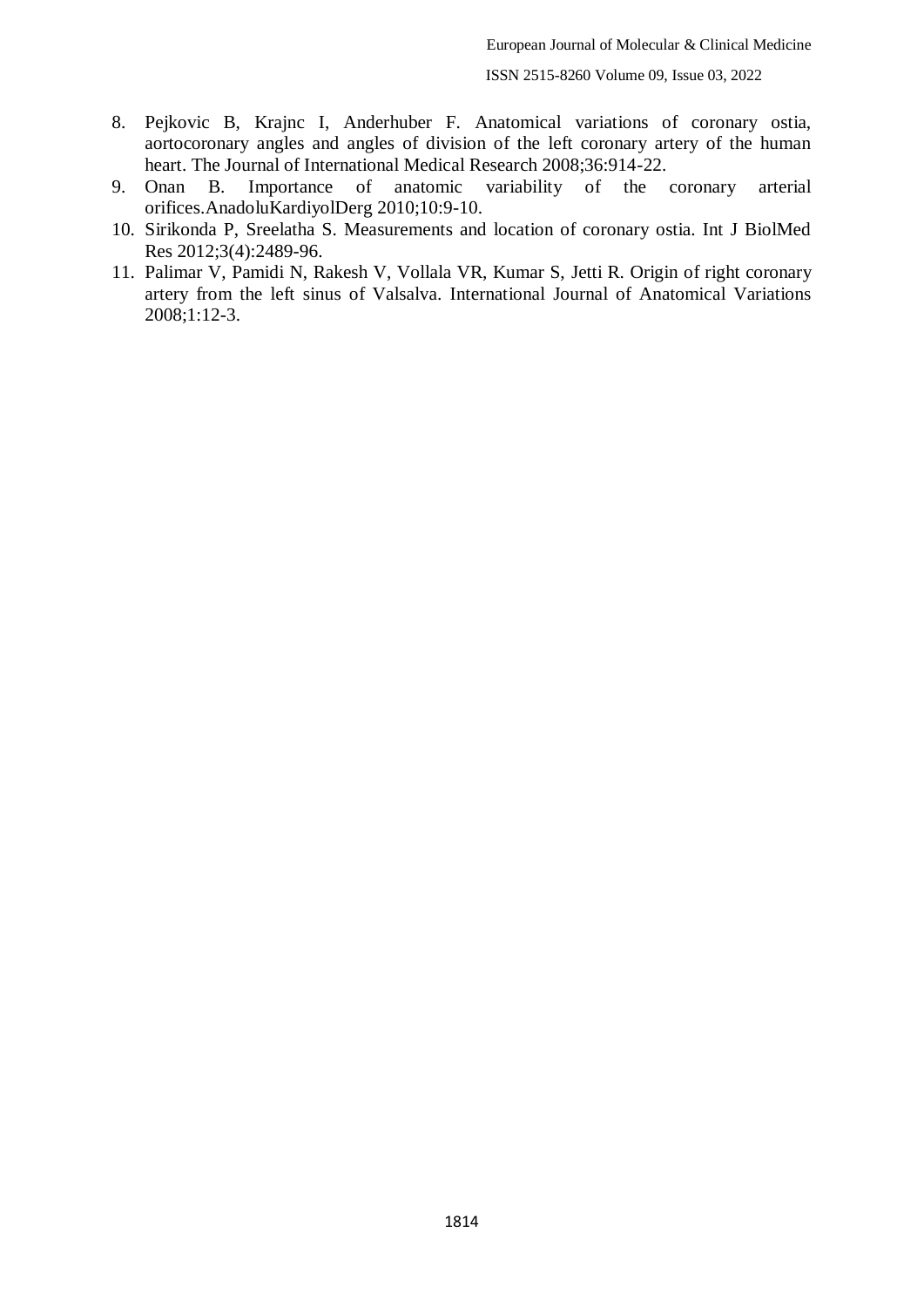8. Pejkovic B, Krajnc I, Anderhuber F. Anatomical variations of coronary ostia, aortocoronary angles and angles of division of the left coronary artery of the human heart. The Journal of International Medical Research 2008;36:914-22.
9. Onan B. Importance of anatomic variability of the coronary arterial orifices.AnadoluKardiyolDerg 2010;10:9-10.
10. Sirikonda P, Sreelatha S. Measurements and location of coronary ostia. Int J BiolMed Res 2012;3(4):2489-96.
11. Palimar V, Pamidi N, Rakesh V, Vollala VR, Kumar S, Jetti R. Origin of right coronary artery from the left sinus of Valsalva. International Journal of Anatomical Variations 2008;1:12-3.